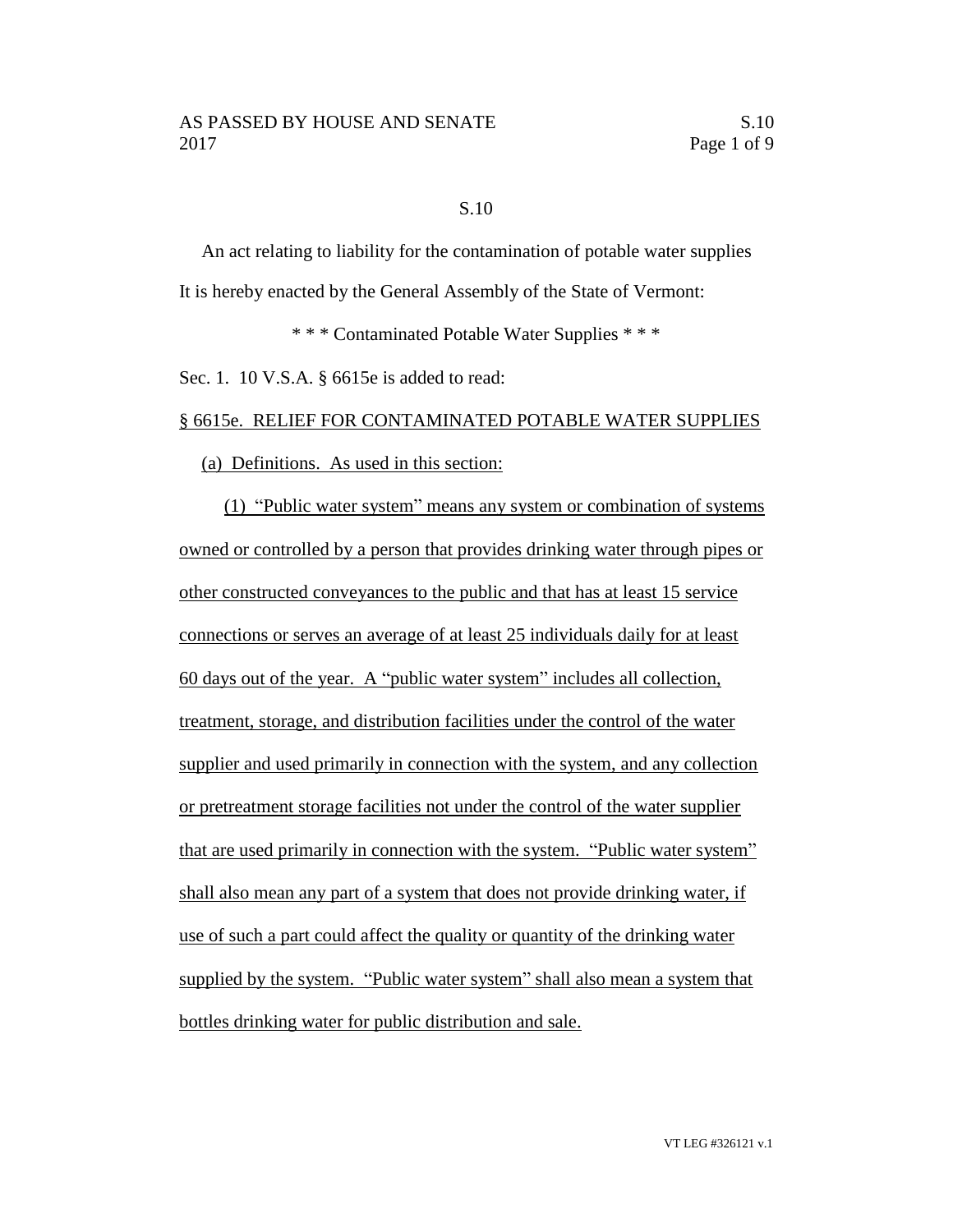# S.10

An act relating to liability for the contamination of potable water supplies

It is hereby enacted by the General Assembly of the State of Vermont:

\* \* \* Contaminated Potable Water Supplies \* \* \*

Sec. 1. 10 V.S.A. § 6615e is added to read:

§ 6615e. RELIEF FOR CONTAMINATED POTABLE WATER SUPPLIES

(a) Definitions. As used in this section:

(1) "Public water system" means any system or combination of systems owned or controlled by a person that provides drinking water through pipes or other constructed conveyances to the public and that has at least 15 service connections or serves an average of at least 25 individuals daily for at least 60 days out of the year. A "public water system" includes all collection, treatment, storage, and distribution facilities under the control of the water supplier and used primarily in connection with the system, and any collection or pretreatment storage facilities not under the control of the water supplier that are used primarily in connection with the system. "Public water system" shall also mean any part of a system that does not provide drinking water, if use of such a part could affect the quality or quantity of the drinking water supplied by the system. "Public water system" shall also mean a system that bottles drinking water for public distribution and sale.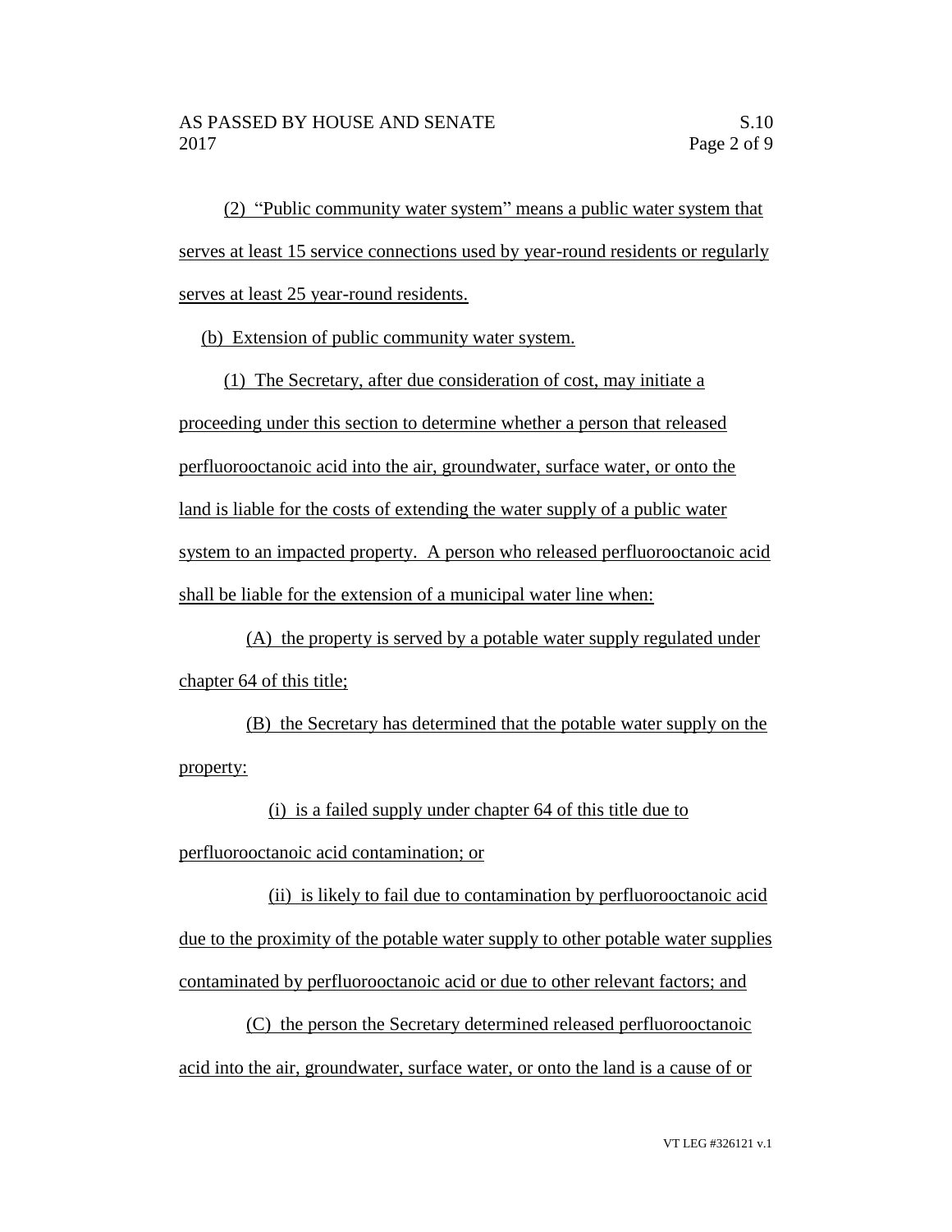(2) "Public community water system" means a public water system that serves at least 15 service connections used by year-round residents or regularly serves at least 25 year-round residents.

(b) Extension of public community water system.

(1) The Secretary, after due consideration of cost, may initiate a proceeding under this section to determine whether a person that released perfluorooctanoic acid into the air, groundwater, surface water, or onto the land is liable for the costs of extending the water supply of a public water system to an impacted property. A person who released perfluorooctanoic acid shall be liable for the extension of a municipal water line when:

(A) the property is served by a potable water supply regulated under chapter 64 of this title;

(B) the Secretary has determined that the potable water supply on the property:

(i) is a failed supply under chapter 64 of this title due to perfluorooctanoic acid contamination; or

(ii) is likely to fail due to contamination by perfluorooctanoic acid due to the proximity of the potable water supply to other potable water supplies contaminated by perfluorooctanoic acid or due to other relevant factors; and

(C) the person the Secretary determined released perfluorooctanoic acid into the air, groundwater, surface water, or onto the land is a cause of or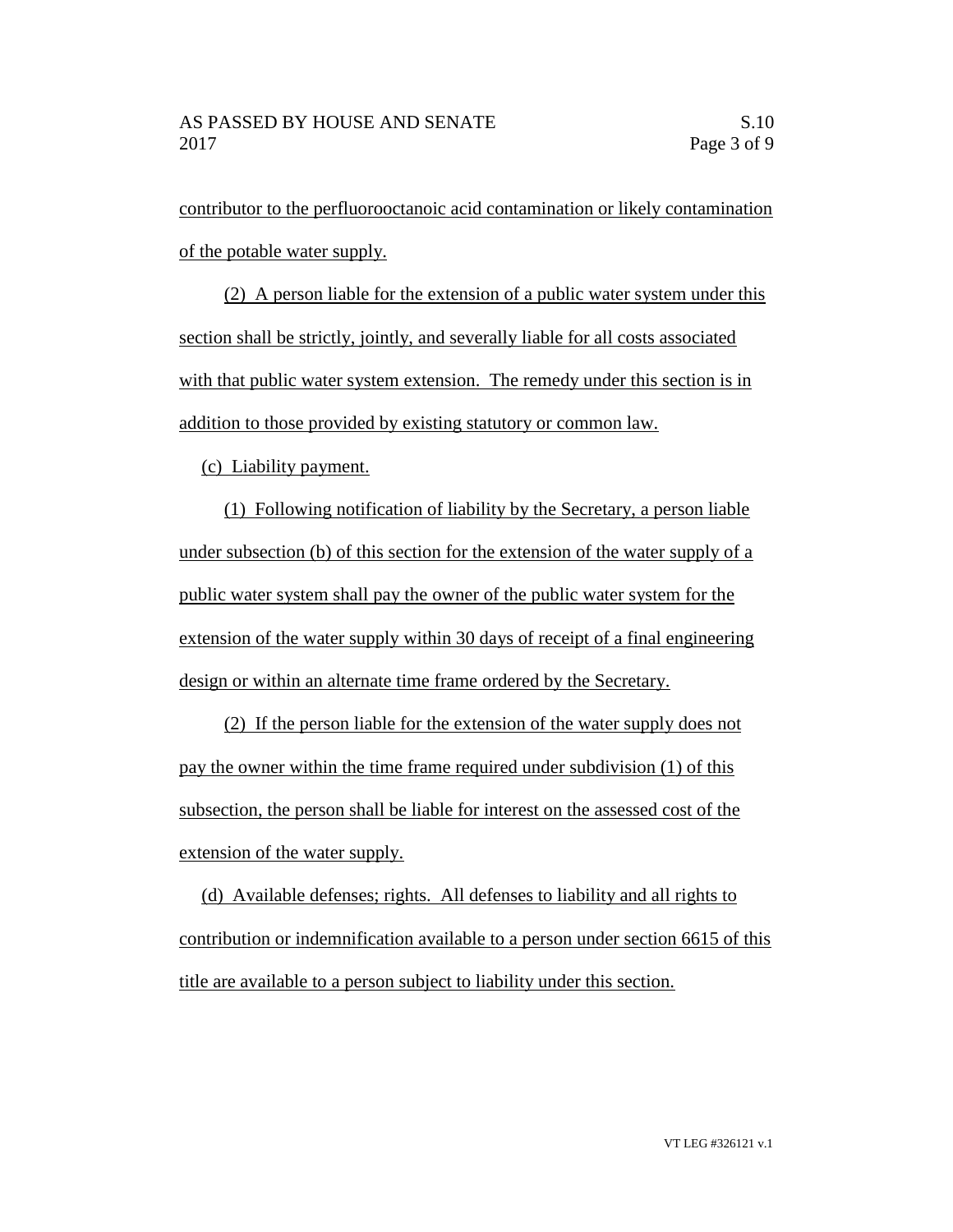contributor to the perfluorooctanoic acid contamination or likely contamination of the potable water supply.

(2) A person liable for the extension of a public water system under this section shall be strictly, jointly, and severally liable for all costs associated with that public water system extension. The remedy under this section is in addition to those provided by existing statutory or common law.

(c) Liability payment.

(1) Following notification of liability by the Secretary, a person liable under subsection (b) of this section for the extension of the water supply of a public water system shall pay the owner of the public water system for the extension of the water supply within 30 days of receipt of a final engineering design or within an alternate time frame ordered by the Secretary.

(2) If the person liable for the extension of the water supply does not pay the owner within the time frame required under subdivision (1) of this subsection, the person shall be liable for interest on the assessed cost of the extension of the water supply.

(d) Available defenses; rights. All defenses to liability and all rights to contribution or indemnification available to a person under section 6615 of this title are available to a person subject to liability under this section.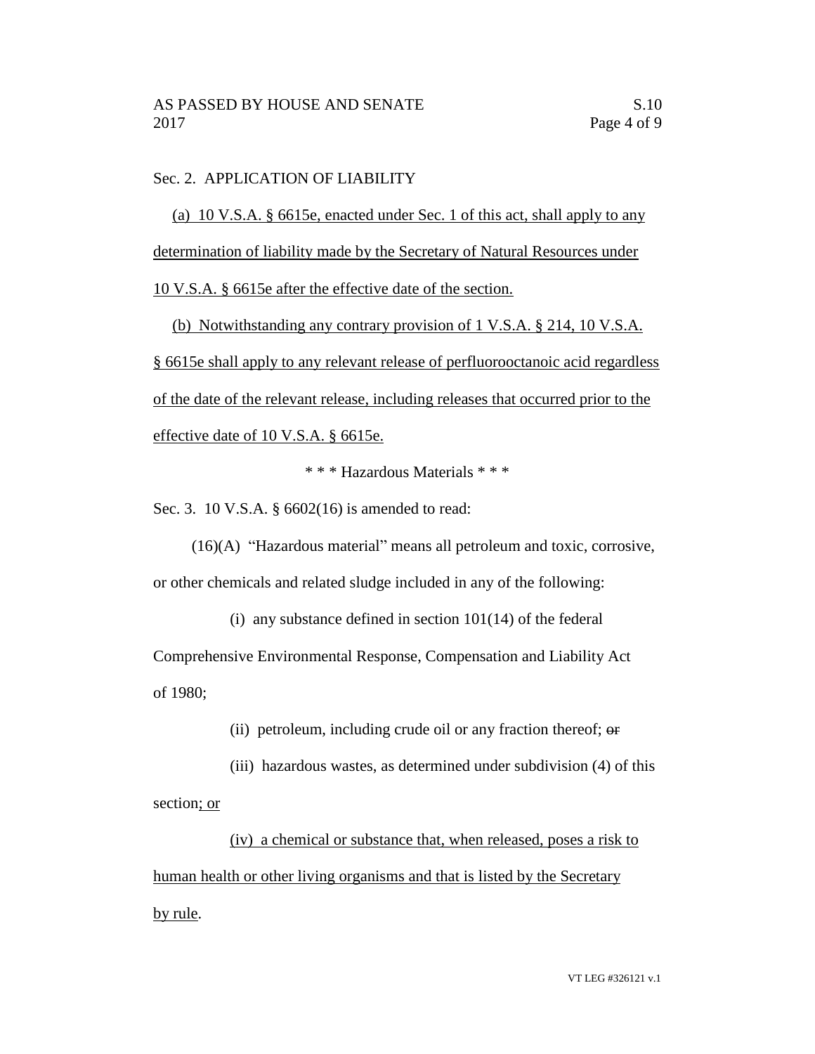Sec. 2. APPLICATION OF LIABILITY

(a) 10 V.S.A. § 6615e, enacted under Sec. 1 of this act, shall apply to any determination of liability made by the Secretary of Natural Resources under 10 V.S.A. § 6615e after the effective date of the section.

(b) Notwithstanding any contrary provision of 1 V.S.A. § 214, 10 V.S.A. § 6615e shall apply to any relevant release of perfluorooctanoic acid regardless of the date of the relevant release, including releases that occurred prior to the effective date of 10 V.S.A. § 6615e.

\* \* \* Hazardous Materials \* \* \*

Sec. 3. 10 V.S.A. § 6602(16) is amended to read:

(16)(A) "Hazardous material" means all petroleum and toxic, corrosive, or other chemicals and related sludge included in any of the following:

(i) any substance defined in section 101(14) of the federal Comprehensive Environmental Response, Compensation and Liability Act of 1980;

(ii) petroleum, including crude oil or any fraction thereof; ~~or~~

(iii) hazardous wastes, as determined under subdivision (4) of this section; or

(iv) a chemical or substance that, when released, poses a risk to human health or other living organisms and that is listed by the Secretary by rule.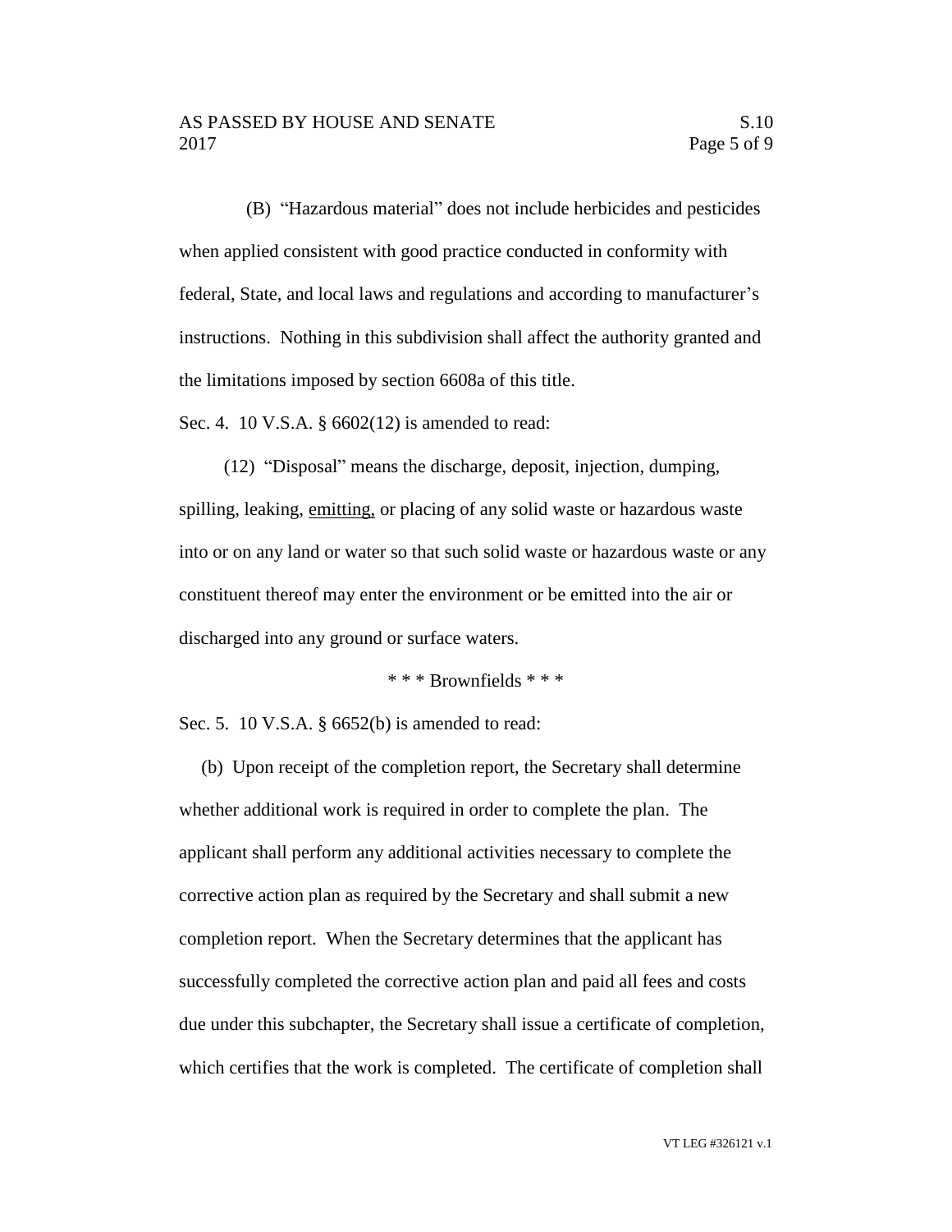(B) "Hazardous material" does not include herbicides and pesticides when applied consistent with good practice conducted in conformity with federal, State, and local laws and regulations and according to manufacturer's instructions. Nothing in this subdivision shall affect the authority granted and the limitations imposed by section 6608a of this title.

Sec. 4. 10 V.S.A. § 6602(12) is amended to read:

(12) "Disposal" means the discharge, deposit, injection, dumping, spilling, leaking, <u>emitting,</u> or placing of any solid waste or hazardous waste into or on any land or water so that such solid waste or hazardous waste or any constituent thereof may enter the environment or be emitted into the air or discharged into any ground or surface waters.

\* \* \* Brownfields \* \* \*

Sec. 5. 10 V.S.A. § 6652(b) is amended to read:

(b) Upon receipt of the completion report, the Secretary shall determine whether additional work is required in order to complete the plan. The applicant shall perform any additional activities necessary to complete the corrective action plan as required by the Secretary and shall submit a new completion report. When the Secretary determines that the applicant has successfully completed the corrective action plan and paid all fees and costs due under this subchapter, the Secretary shall issue a certificate of completion, which certifies that the work is completed. The certificate of completion shall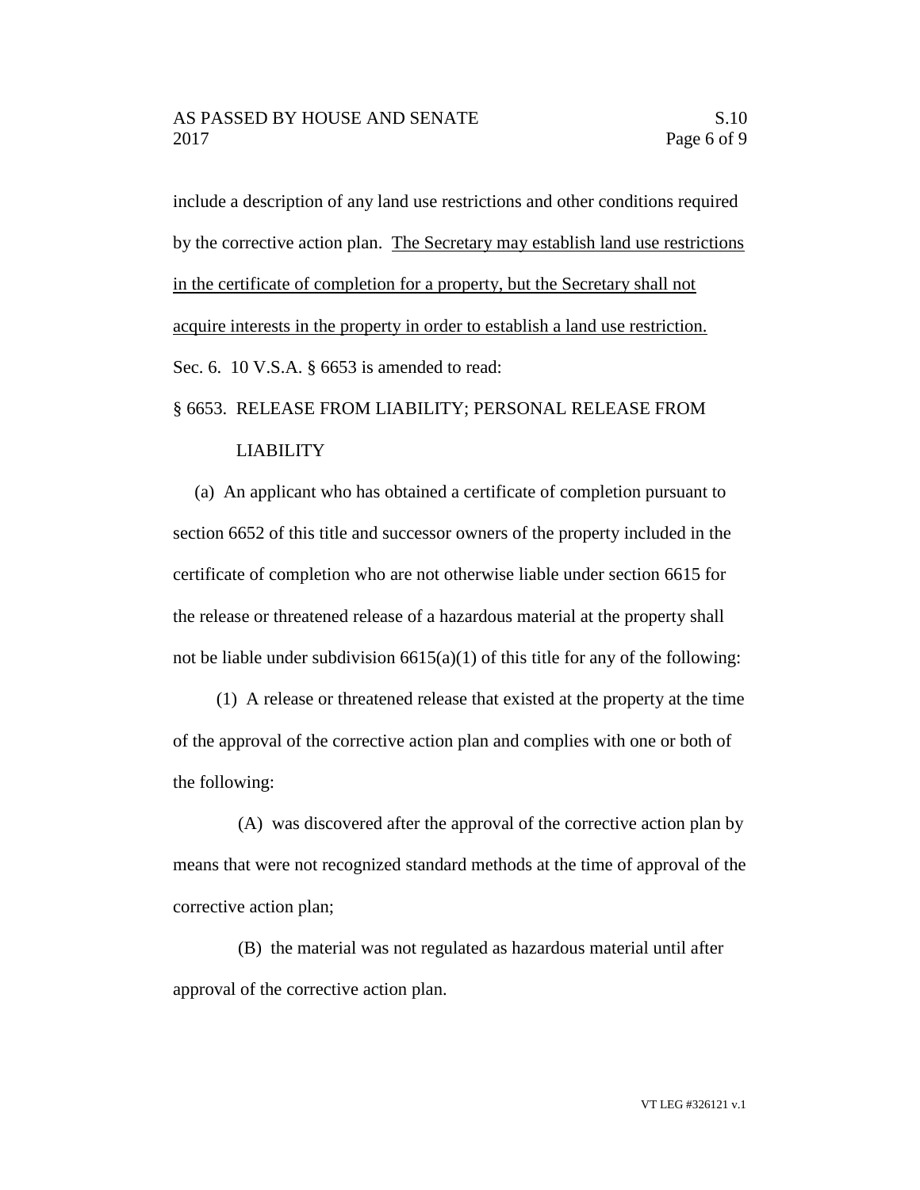include a description of any land use restrictions and other conditions required by the corrective action plan. <u>The Secretary may establish land use restrictions in the certificate of completion for a property, but the Secretary shall not acquire interests in the property in order to establish a land use restriction.</u>

Sec. 6. 10 V.S.A. § 6653 is amended to read:

§ 6653. RELEASE FROM LIABILITY; PERSONAL RELEASE FROM LIABILITY

(a) An applicant who has obtained a certificate of completion pursuant to section 6652 of this title and successor owners of the property included in the certificate of completion who are not otherwise liable under section 6615 for the release or threatened release of a hazardous material at the property shall not be liable under subdivision 6615(a)(1) of this title for any of the following:

(1) A release or threatened release that existed at the property at the time of the approval of the corrective action plan and complies with one or both of the following:

(A) was discovered after the approval of the corrective action plan by means that were not recognized standard methods at the time of approval of the corrective action plan;

(B) the material was not regulated as hazardous material until after approval of the corrective action plan.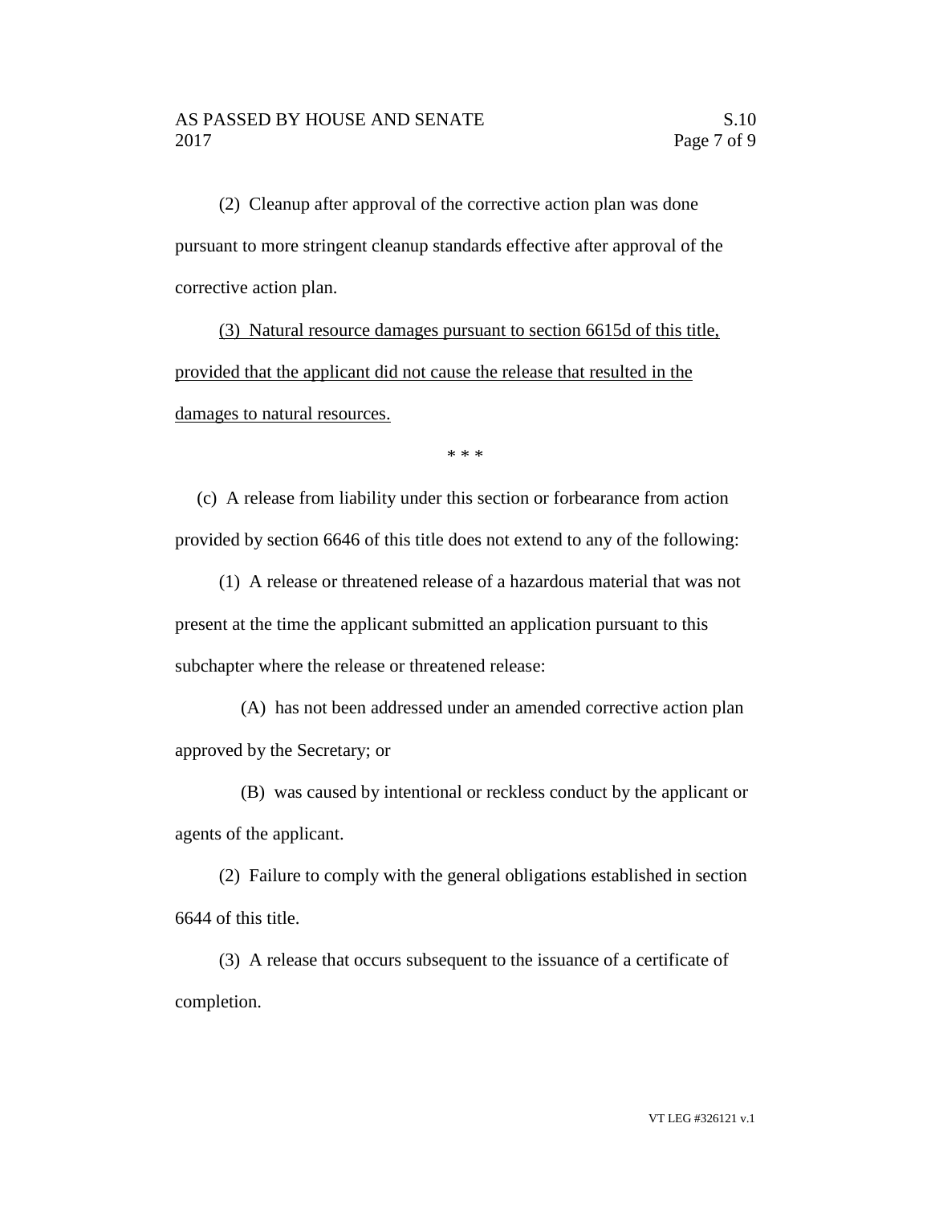(2) Cleanup after approval of the corrective action plan was done pursuant to more stringent cleanup standards effective after approval of the corrective action plan.

<u>(3) Natural resource damages pursuant to section 6615d of this title, provided that the applicant did not cause the release that resulted in the damages to natural resources.</u>

\* \* \*

(c) A release from liability under this section or forbearance from action provided by section 6646 of this title does not extend to any of the following:

(1) A release or threatened release of a hazardous material that was not present at the time the applicant submitted an application pursuant to this subchapter where the release or threatened release:

(A) has not been addressed under an amended corrective action plan approved by the Secretary; or

(B) was caused by intentional or reckless conduct by the applicant or agents of the applicant.

(2) Failure to comply with the general obligations established in section 6644 of this title.

(3) A release that occurs subsequent to the issuance of a certificate of completion.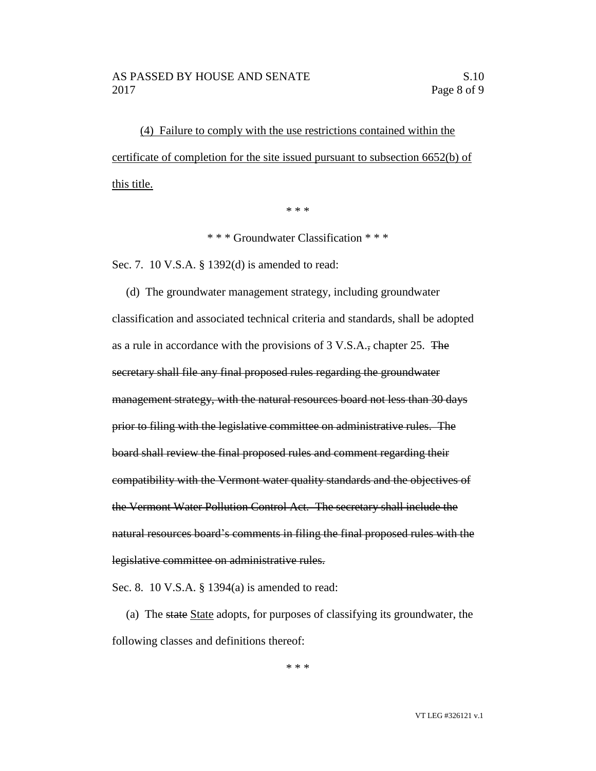<u>(4) Failure to comply with the use restrictions contained within the certificate of completion for the site issued pursuant to subsection 6652(b) of this title.</u>

\* \* \*

\* \* \* Groundwater Classification \* \* \*

Sec. 7. 10 V.S.A. § 1392(d) is amended to read:

(d) The groundwater management strategy, including groundwater classification and associated technical criteria and standards, shall be adopted as a rule in accordance with the provisions of 3 V.S.A.~~,~~ chapter 25. ~~The secretary shall file any final proposed rules regarding the groundwater management strategy, with the natural resources board not less than 30 days prior to filing with the legislative committee on administrative rules. The board shall review the final proposed rules and comment regarding their compatibility with the Vermont water quality standards and the objectives of the Vermont Water Pollution Control Act. The secretary shall include the natural resources board's comments in filing the final proposed rules with the legislative committee on administrative rules.~~

Sec. 8. 10 V.S.A. § 1394(a) is amended to read:

(a) The ~~state~~ <u>State</u> adopts, for purposes of classifying its groundwater, the following classes and definitions thereof:

\* \* \*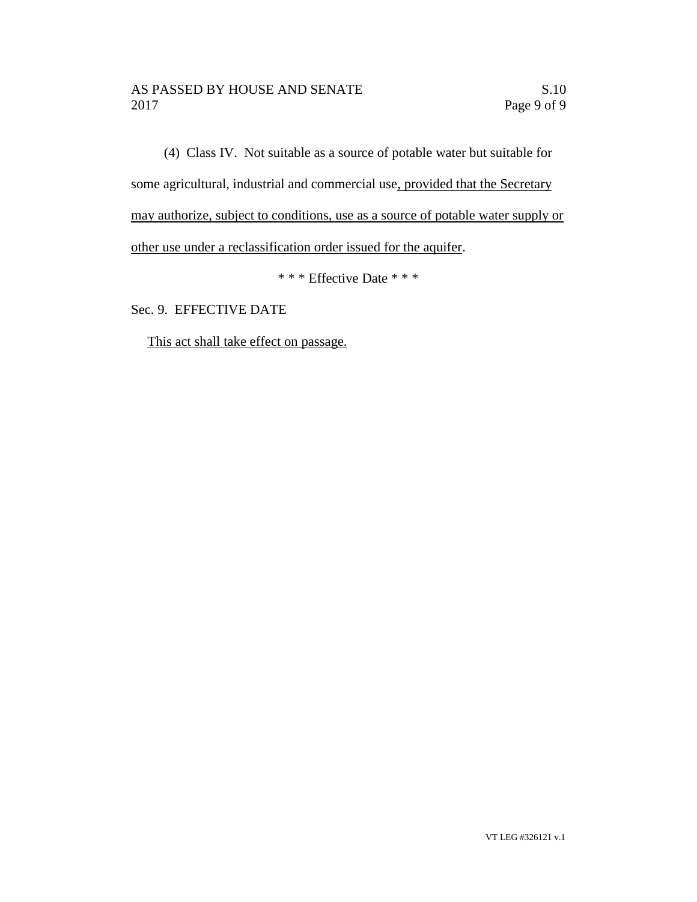(4) Class IV. Not suitable as a source of potable water but suitable for some agricultural, industrial and commercial use<u>, provided that the Secretary may authorize, subject to conditions, use as a source of potable water supply or other use under a reclassification order issued for the aquifer</u>.

\* \* \* Effective Date \* \* \*

Sec. 9. EFFECTIVE DATE

<u>This act shall take effect on passage.</u>